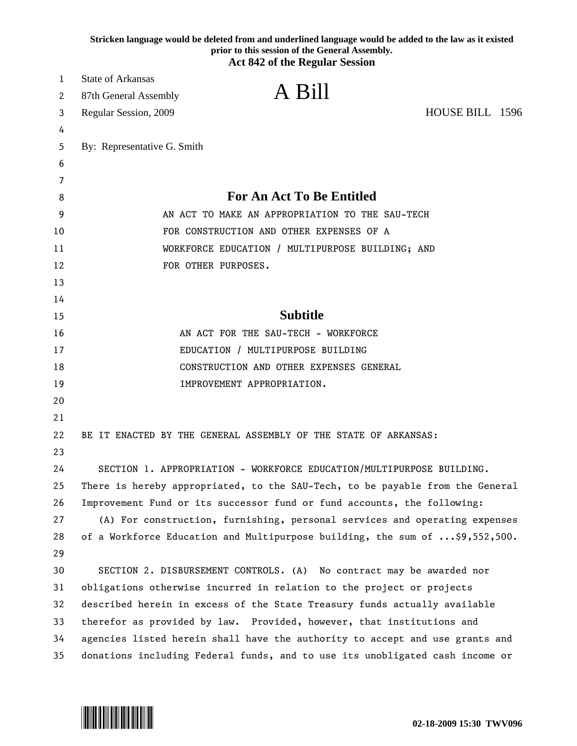**Stricken language would be deleted from and underlined language would be added to the law as it existed prior to this session of the General Assembly.**

**Act 842 of the Regular Session**

State of Arkansas
87th General Assembly
Regular Session, 2009

# A Bill

HOUSE BILL 1596

By: Representative G. Smith

## For An Act To Be Entitled

AN ACT TO MAKE AN APPROPRIATION TO THE SAU-TECH FOR CONSTRUCTION AND OTHER EXPENSES OF A WORKFORCE EDUCATION / MULTIPURPOSE BUILDING; AND FOR OTHER PURPOSES.

## Subtitle

AN ACT FOR THE SAU-TECH - WORKFORCE EDUCATION / MULTIPURPOSE BUILDING CONSTRUCTION AND OTHER EXPENSES GENERAL IMPROVEMENT APPROPRIATION.

BE IT ENACTED BY THE GENERAL ASSEMBLY OF THE STATE OF ARKANSAS:

SECTION 1. APPROPRIATION - WORKFORCE EDUCATION/MULTIPURPOSE BUILDING. There is hereby appropriated, to the SAU-Tech, to be payable from the General Improvement Fund or its successor fund or fund accounts, the following:

(A) For construction, furnishing, personal services and operating expenses of a Workforce Education and Multipurpose building, the sum of ...$9,552,500.

SECTION 2. DISBURSEMENT CONTROLS. (A) No contract may be awarded nor obligations otherwise incurred in relation to the project or projects described herein in excess of the State Treasury funds actually available therefor as provided by law. Provided, however, that institutions and agencies listed herein shall have the authority to accept and use grants and donations including Federal funds, and to use its unobligated cash income or

02-18-2009 15:30 TWV096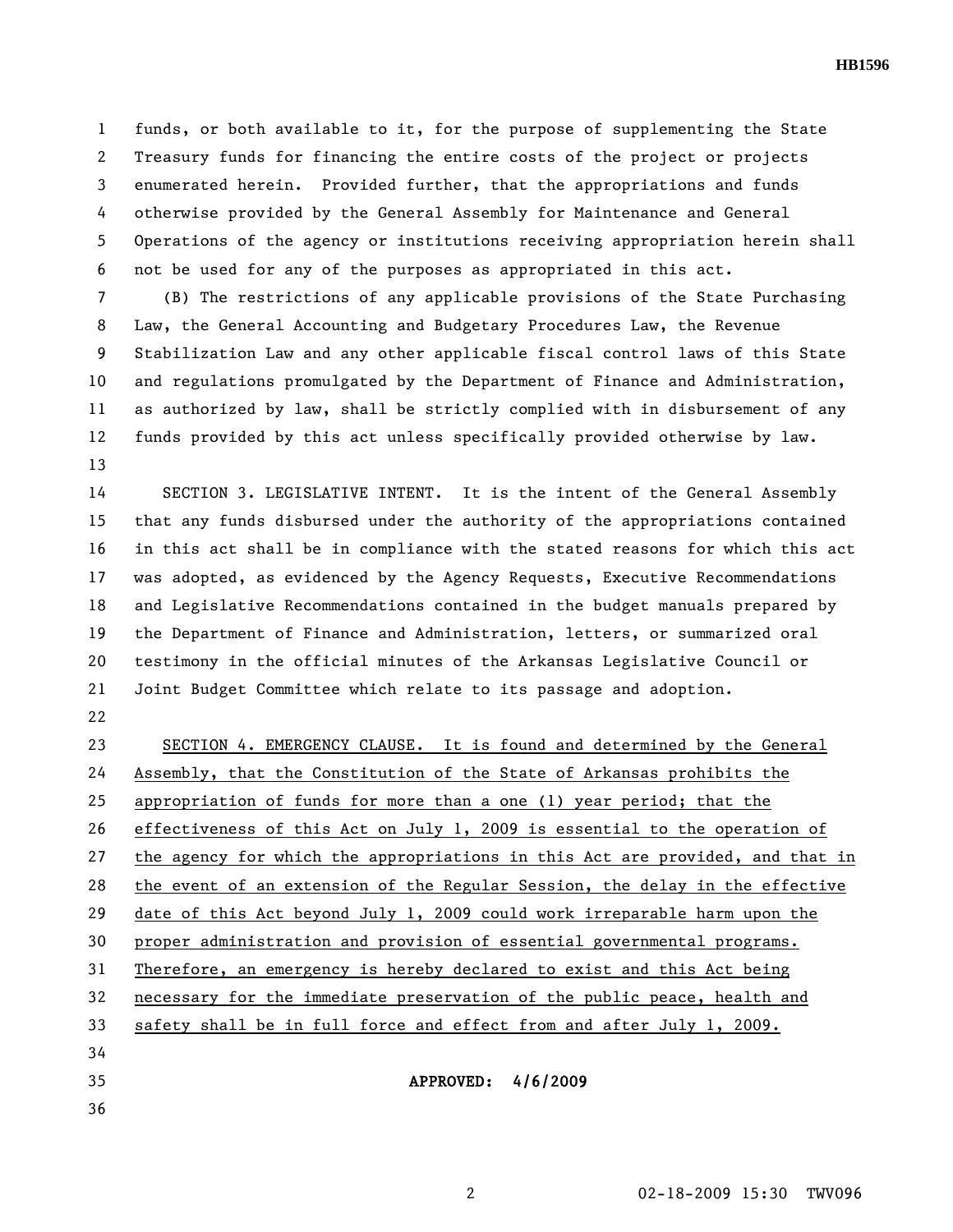funds, or both available to it, for the purpose of supplementing the State Treasury funds for financing the entire costs of the project or projects enumerated herein. Provided further, that the appropriations and funds otherwise provided by the General Assembly for Maintenance and General Operations of the agency or institutions receiving appropriation herein shall not be used for any of the purposes as appropriated in this act.

(B) The restrictions of any applicable provisions of the State Purchasing Law, the General Accounting and Budgetary Procedures Law, the Revenue Stabilization Law and any other applicable fiscal control laws of this State and regulations promulgated by the Department of Finance and Administration, as authorized by law, shall be strictly complied with in disbursement of any funds provided by this act unless specifically provided otherwise by law.

SECTION 3. LEGISLATIVE INTENT. It is the intent of the General Assembly that any funds disbursed under the authority of the appropriations contained in this act shall be in compliance with the stated reasons for which this act was adopted, as evidenced by the Agency Requests, Executive Recommendations and Legislative Recommendations contained in the budget manuals prepared by the Department of Finance and Administration, letters, or summarized oral testimony in the official minutes of the Arkansas Legislative Council or Joint Budget Committee which relate to its passage and adoption.

SECTION 4. EMERGENCY CLAUSE. It is found and determined by the General Assembly, that the Constitution of the State of Arkansas prohibits the appropriation of funds for more than a one (1) year period; that the effectiveness of this Act on July 1, 2009 is essential to the operation of the agency for which the appropriations in this Act are provided, and that in the event of an extension of the Regular Session, the delay in the effective date of this Act beyond July 1, 2009 could work irreparable harm upon the proper administration and provision of essential governmental programs. Therefore, an emergency is hereby declared to exist and this Act being necessary for the immediate preservation of the public peace, health and safety shall be in full force and effect from and after July 1, 2009.

**APPROVED: 4/6/2009**